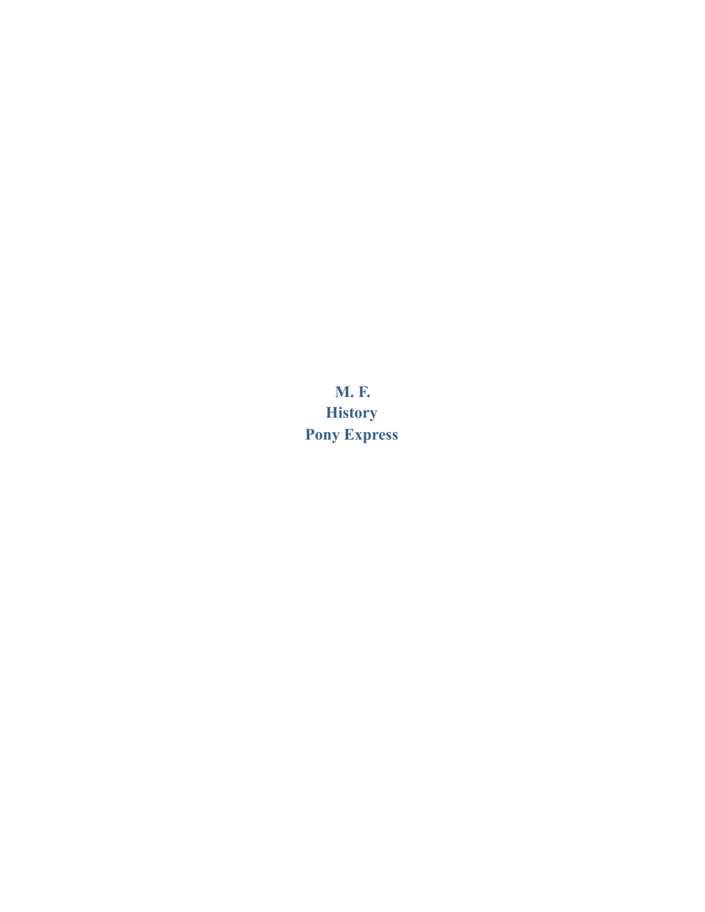**M. F.**

**History**

**Pony Express**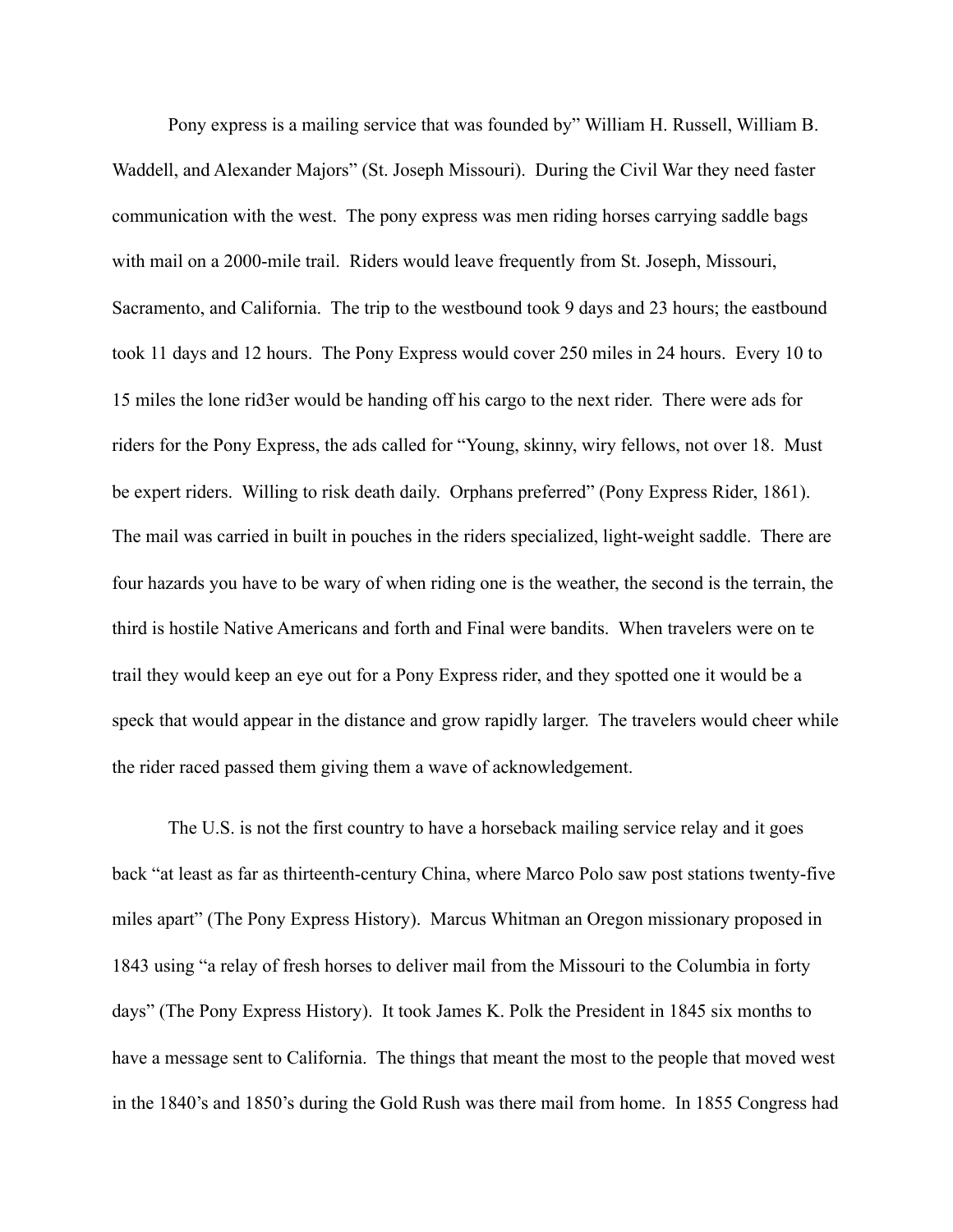Pony express is a mailing service that was founded by" William H. Russell, William B. Waddell, and Alexander Majors" (St. Joseph Missouri). During the Civil War they need faster communication with the west. The pony express was men riding horses carrying saddle bags with mail on a 2000-mile trail. Riders would leave frequently from St. Joseph, Missouri, Sacramento, and California. The trip to the westbound took 9 days and 23 hours; the eastbound took 11 days and 12 hours. The Pony Express would cover 250 miles in 24 hours. Every 10 to 15 miles the lone rid3er would be handing off his cargo to the next rider. There were ads for riders for the Pony Express, the ads called for "Young, skinny, wiry fellows, not over 18. Must be expert riders. Willing to risk death daily. Orphans preferred" (Pony Express Rider, 1861). The mail was carried in built in pouches in the riders specialized, light-weight saddle. There are four hazards you have to be wary of when riding one is the weather, the second is the terrain, the third is hostile Native Americans and forth and Final were bandits. When travelers were on te trail they would keep an eye out for a Pony Express rider, and they spotted one it would be a speck that would appear in the distance and grow rapidly larger. The travelers would cheer while the rider raced passed them giving them a wave of acknowledgement.

The U.S. is not the first country to have a horseback mailing service relay and it goes back "at least as far as thirteenth-century China, where Marco Polo saw post stations twenty-five miles apart" (The Pony Express History). Marcus Whitman an Oregon missionary proposed in 1843 using "a relay of fresh horses to deliver mail from the Missouri to the Columbia in forty days" (The Pony Express History). It took James K. Polk the President in 1845 six months to have a message sent to California. The things that meant the most to the people that moved west in the 1840's and 1850's during the Gold Rush was there mail from home. In 1855 Congress had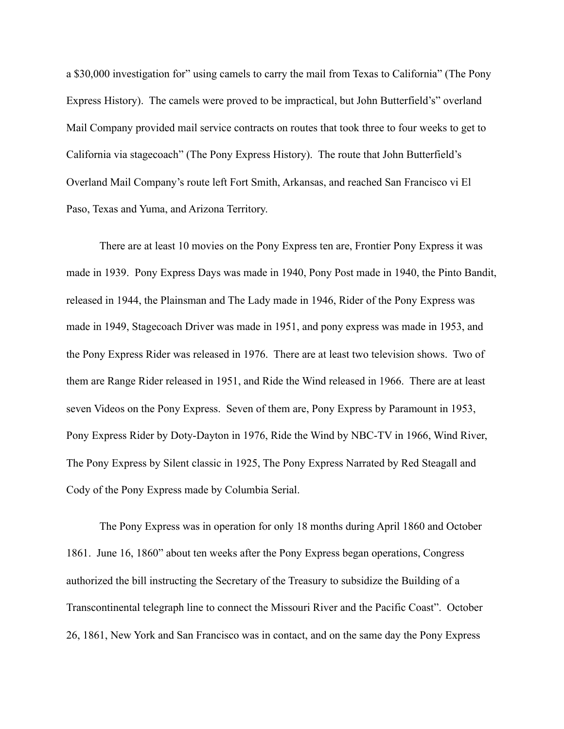a $30,000 investigation for" using camels to carry the mail from Texas to California" (The Pony Express History). The camels were proved to be impractical, but John Butterfield's" overland Mail Company provided mail service contracts on routes that took three to four weeks to get to California via stagecoach" (The Pony Express History). The route that John Butterfield's Overland Mail Company's route left Fort Smith, Arkansas, and reached San Francisco vi El Paso, Texas and Yuma, and Arizona Territory.

There are at least 10 movies on the Pony Express ten are, Frontier Pony Express it was made in 1939. Pony Express Days was made in 1940, Pony Post made in 1940, the Pinto Bandit, released in 1944, the Plainsman and The Lady made in 1946, Rider of the Pony Express was made in 1949, Stagecoach Driver was made in 1951, and pony express was made in 1953, and the Pony Express Rider was released in 1976. There are at least two television shows. Two of them are Range Rider released in 1951, and Ride the Wind released in 1966. There are at least seven Videos on the Pony Express. Seven of them are, Pony Express by Paramount in 1953, Pony Express Rider by Doty-Dayton in 1976, Ride the Wind by NBC-TV in 1966, Wind River, The Pony Express by Silent classic in 1925, The Pony Express Narrated by Red Steagall and Cody of the Pony Express made by Columbia Serial.

The Pony Express was in operation for only 18 months during April 1860 and October 1861. June 16, 1860" about ten weeks after the Pony Express began operations, Congress authorized the bill instructing the Secretary of the Treasury to subsidize the Building of a Transcontinental telegraph line to connect the Missouri River and the Pacific Coast". October 26, 1861, New York and San Francisco was in contact, and on the same day the Pony Express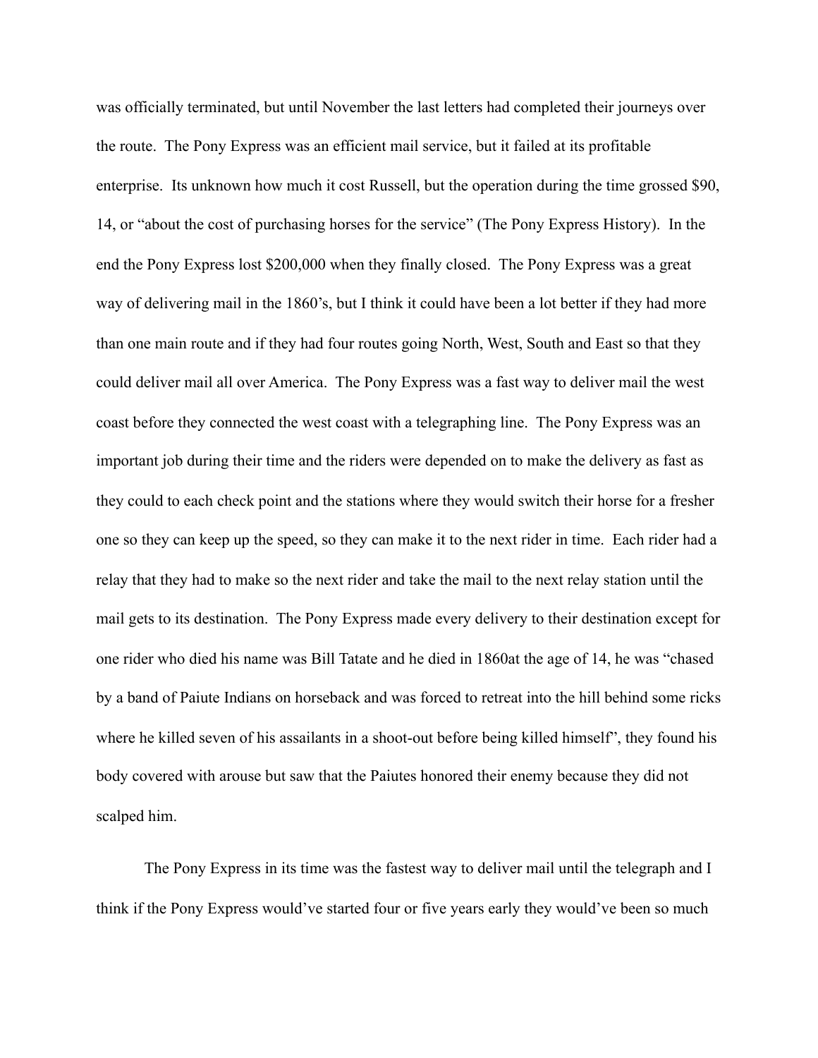was officially terminated, but until November the last letters had completed their journeys over the route. The Pony Express was an efficient mail service, but it failed at its profitable enterprise. Its unknown how much it cost Russell, but the operation during the time grossed $90, 14, or "about the cost of purchasing horses for the service" (The Pony Express History). In the end the Pony Express lost $200,000 when they finally closed. The Pony Express was a great way of delivering mail in the 1860's, but I think it could have been a lot better if they had more than one main route and if they had four routes going North, West, South and East so that they could deliver mail all over America. The Pony Express was a fast way to deliver mail the west coast before they connected the west coast with a telegraphing line. The Pony Express was an important job during their time and the riders were depended on to make the delivery as fast as they could to each check point and the stations where they would switch their horse for a fresher one so they can keep up the speed, so they can make it to the next rider in time. Each rider had a relay that they had to make so the next rider and take the mail to the next relay station until the mail gets to its destination. The Pony Express made every delivery to their destination except for one rider who died his name was Bill Tatate and he died in 1860at the age of 14, he was "chased by a band of Paiute Indians on horseback and was forced to retreat into the hill behind some ricks where he killed seven of his assailants in a shoot-out before being killed himself", they found his body covered with arouse but saw that the Paiutes honored their enemy because they did not scalped him.

The Pony Express in its time was the fastest way to deliver mail until the telegraph and I think if the Pony Express would've started four or five years early they would've been so much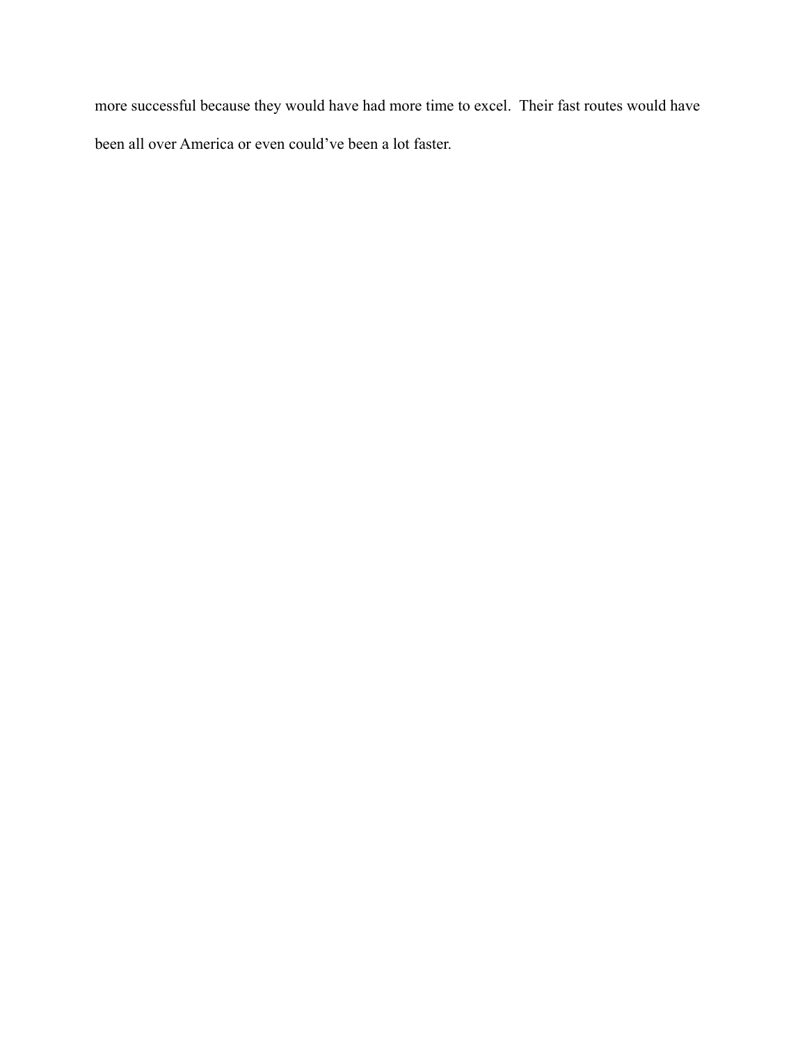more successful because they would have had more time to excel. Their fast routes would have been all over America or even could've been a lot faster.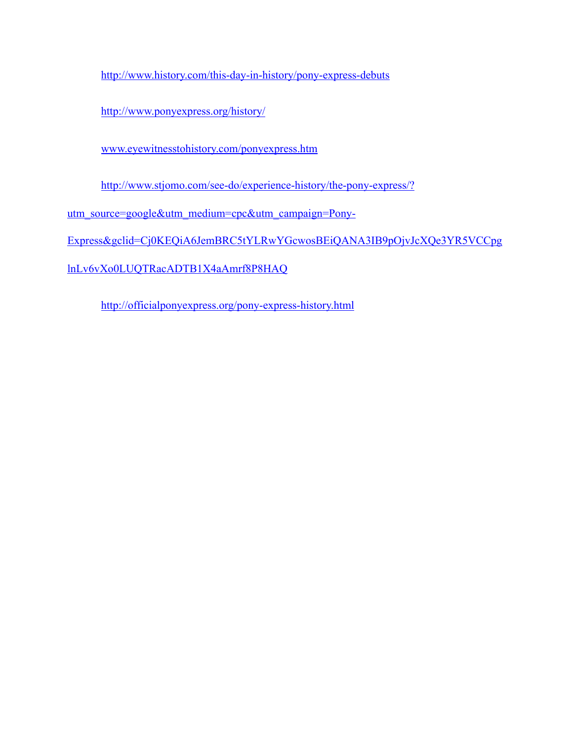http://www.history.com/this-day-in-history/pony-express-debuts

http://www.ponyexpress.org/history/

www.eyewitnesstohistory.com/ponyexpress.htm

http://www.stjomo.com/see-do/experience-history/the-pony-express/?utm_source=google&utm_medium=cpc&utm_campaign=Pony-Express&gclid=Cj0KEQiA6JemBRC5tYLRwYGcwosBEiQANA3IB9pOjvJcXQe3YR5VCCpglnLv6vXo0LUQTRacADTB1X4aAmrf8P8HAQ

http://officialponyexpress.org/pony-express-history.html